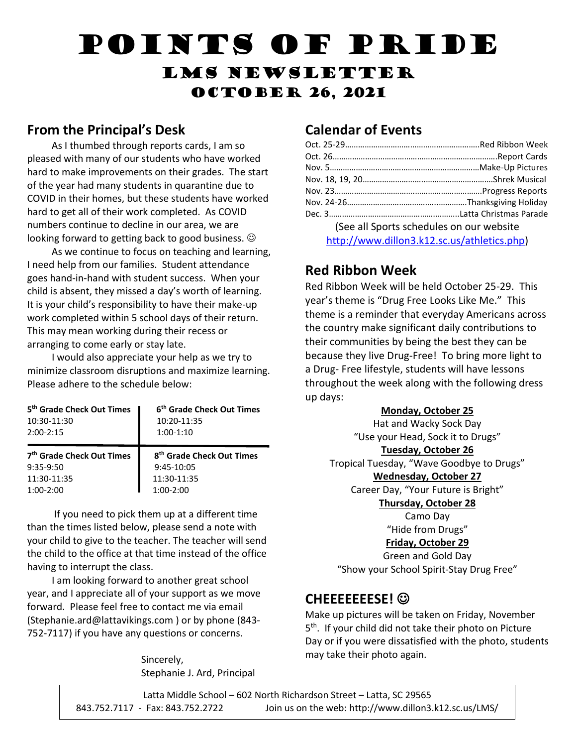# Points of Pride

## LMS Newsletter

## October 26, 2021

## From the Principal's Desk

As I thumbed through reports cards, I am so pleased with many of our students who have worked hard to make improvements on their grades. The start of the year had many students in quarantine due to COVID in their homes, but these students have worked hard to get all of their work completed. As COVID numbers continue to decline in our area, we are looking forward to getting back to good business. ☺

As we continue to focus on teaching and learning, I need help from our families. Student attendance goes hand-in-hand with student success. When your child is absent, they missed a day's worth of learning. It is your child's responsibility to have their make-up work completed within 5 school days of their return. This may mean working during their recess or arranging to come early or stay late.

I would also appreciate your help as we try to minimize classroom disruptions and maximize learning. Please adhere to the schedule below:

| 5th Grade Check Out Times | 6th Grade Check Out Times |
|---|---|
| 10:30-11:30 | 10:20-11:35 |
| 2:00-2:15 | 1:00-1:10 |

| 7th Grade Check Out Times | 8th Grade Check Out Times |
|---|---|
| 9:35-9:50 | 9:45-10:05 |
| 11:30-11:35 | 11:30-11:35 |
| 1:00-2:00 | 1:00-2:00 |

If you need to pick them up at a different time than the times listed below, please send a note with your child to give to the teacher. The teacher will send the child to the office at that time instead of the office having to interrupt the class.

I am looking forward to another great school year, and I appreciate all of your support as we move forward. Please feel free to contact me via email (Stephanie.ard@lattavikings.com ) or by phone (843-752-7117) if you have any questions or concerns.

Sincerely,
Stephanie J. Ard, Principal

## Calendar of Events

Oct. 25-29……………………………………………………Red Ribbon Week
Oct. 26……………………………………………………………Report Cards
Nov. 5………………………………………………………Make-Up Pictures
Nov. 18, 19, 20……………………………………………Shrek Musical
Nov. 23……………………………………………………Progress Reports
Nov. 24-26………………………………………………Thanksgiving Holiday
Dec. 3……………………………………………………Latta Christmas Parade

(See all Sports schedules on our website http://www.dillon3.k12.sc.us/athletics.php)

## Red Ribbon Week

Red Ribbon Week will be held October 25-29. This year's theme is "Drug Free Looks Like Me." This theme is a reminder that everyday Americans across the country make significant daily contributions to their communities by being the best they can be because they live Drug-Free! To bring more light to a Drug- Free lifestyle, students will have lessons throughout the week along with the following dress up days:

**Monday, October 25**
Hat and Wacky Sock Day
"Use your Head, Sock it to Drugs"

**Tuesday, October 26**
Tropical Tuesday, "Wave Goodbye to Drugs"

**Wednesday, October 27**
Career Day, "Your Future is Bright"

**Thursday, October 28**
Camo Day
"Hide from Drugs"

**Friday, October 29**
Green and Gold Day
"Show your School Spirit-Stay Drug Free"

## CHEEEEEEESE! ☺

Make up pictures will be taken on Friday, November 5th. If your child did not take their photo on Picture Day or if you were dissatisfied with the photo, students may take their photo again.

Latta Middle School – 602 North Richardson Street – Latta, SC 29565
843.752.7117 - Fax: 843.752.2722 Join us on the web: http://www.dillon3.k12.sc.us/LMS/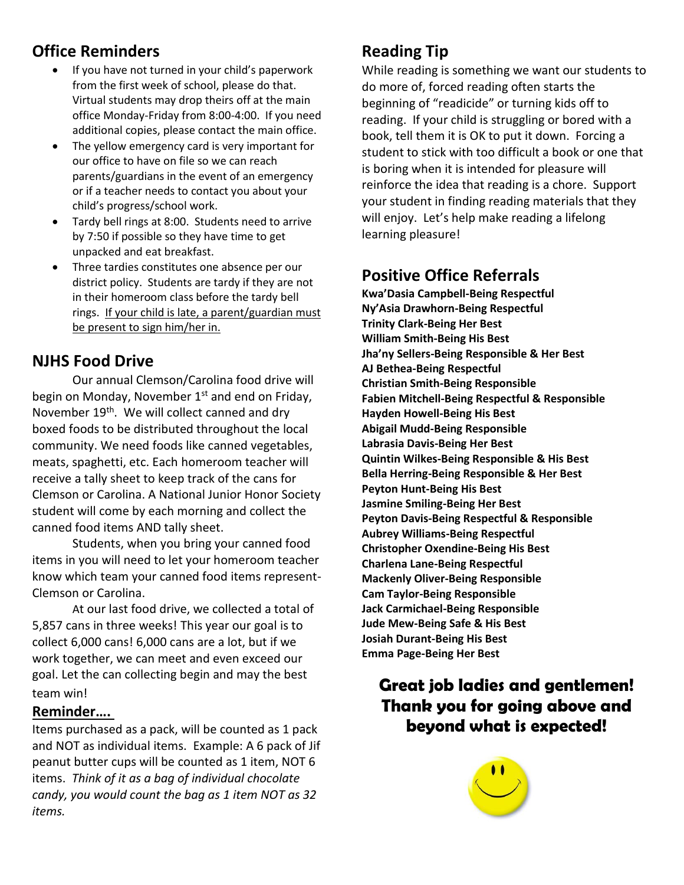## Office Reminders

- If you have not turned in your child's paperwork from the first week of school, please do that. Virtual students may drop theirs off at the main office Monday-Friday from 8:00-4:00. If you need additional copies, please contact the main office.
- The yellow emergency card is very important for our office to have on file so we can reach parents/guardians in the event of an emergency or if a teacher needs to contact you about your child's progress/school work.
- Tardy bell rings at 8:00. Students need to arrive by 7:50 if possible so they have time to get unpacked and eat breakfast.
- Three tardies constitutes one absence per our district policy. Students are tardy if they are not in their homeroom class before the tardy bell rings. <u>If your child is late, a parent/guardian must be present to sign him/her in.</u>

## NJHS Food Drive

Our annual Clemson/Carolina food drive will begin on Monday, November 1st and end on Friday, November 19th. We will collect canned and dry boxed foods to be distributed throughout the local community. We need foods like canned vegetables, meats, spaghetti, etc. Each homeroom teacher will receive a tally sheet to keep track of the cans for Clemson or Carolina. A National Junior Honor Society student will come by each morning and collect the canned food items AND tally sheet.

Students, when you bring your canned food items in you will need to let your homeroom teacher know which team your canned food items represent-Clemson or Carolina.

At our last food drive, we collected a total of 5,857 cans in three weeks! This year our goal is to collect 6,000 cans! 6,000 cans are a lot, but if we work together, we can meet and even exceed our goal. Let the can collecting begin and may the best team win!

### Reminder….

Items purchased as a pack, will be counted as 1 pack and NOT as individual items. Example: A 6 pack of Jif peanut butter cups will be counted as 1 item, NOT 6 items. *Think of it as a bag of individual chocolate candy, you would count the bag as 1 item NOT as 32 items.*

## Reading Tip

While reading is something we want our students to do more of, forced reading often starts the beginning of "readicide" or turning kids off to reading. If your child is struggling or bored with a book, tell them it is OK to put it down. Forcing a student to stick with too difficult a book or one that is boring when it is intended for pleasure will reinforce the idea that reading is a chore. Support your student in finding reading materials that they will enjoy. Let's help make reading a lifelong learning pleasure!

## Positive Office Referrals

**Kwa'Dasia Campbell-Being Respectful**
**Ny'Asia Drawhorn-Being Respectful**
**Trinity Clark-Being Her Best**
**William Smith-Being His Best**
**Jha'ny Sellers-Being Responsible & Her Best**
**AJ Bethea-Being Respectful**
**Christian Smith-Being Responsible**
**Fabien Mitchell-Being Respectful & Responsible**
**Hayden Howell-Being His Best**
**Abigail Mudd-Being Responsible**
**Labrasia Davis-Being Her Best**
**Quintin Wilkes-Being Responsible & His Best**
**Bella Herring-Being Responsible & Her Best**
**Peyton Hunt-Being His Best**
**Jasmine Smiling-Being Her Best**
**Peyton Davis-Being Respectful & Responsible**
**Aubrey Williams-Being Respectful**
**Christopher Oxendine-Being His Best**
**Charlena Lane-Being Respectful**
**Mackenly Oliver-Being Responsible**
**Cam Taylor-Being Responsible**
**Jack Carmichael-Being Responsible**
**Jude Mew-Being Safe & His Best**
**Josiah Durant-Being His Best**
**Emma Page-Being Her Best**

**Great job ladies and gentlemen! Thank you for going above and beyond what is expected!**